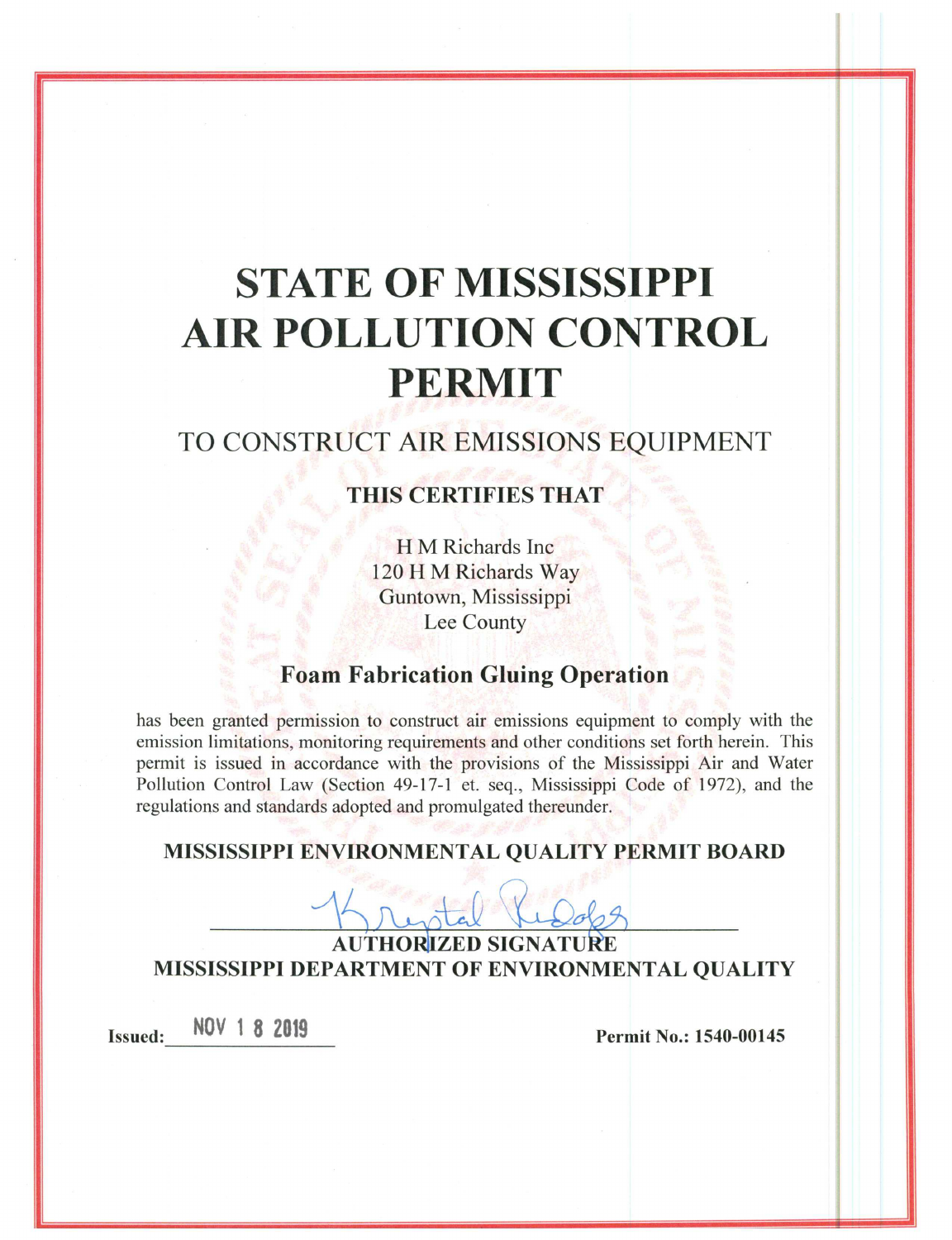# STATE OF MISSISSIPPI AIR POLLUTION CONTROL PERMIT

## TO CONSTRUCT AIR EMISSIONS EQUIPMENT

**THIS CERTIFIES THAT**

H M Richards Inc
120 H M Richards Way
Guntown, Mississippi
Lee County

**Foam Fabrication Gluing Operation**

has been granted permission to construct air emissions equipment to comply with the emission limitations, monitoring requirements and other conditions set forth herein. This permit is issued in accordance with the provisions of the Mississippi Air and Water Pollution Control Law (Section 49-17-1 et. seq., Mississippi Code of 1972), and the regulations and standards adopted and promulgated thereunder.

**MISSISSIPPI ENVIRONMENTAL QUALITY PERMIT BOARD**

Krystal Rudolph

**AUTHORIZED SIGNATURE**
**MISSISSIPPI DEPARTMENT OF ENVIRONMENTAL QUALITY**

**Issued:** NOV 1 8 2019

**Permit No.: 1540-00145**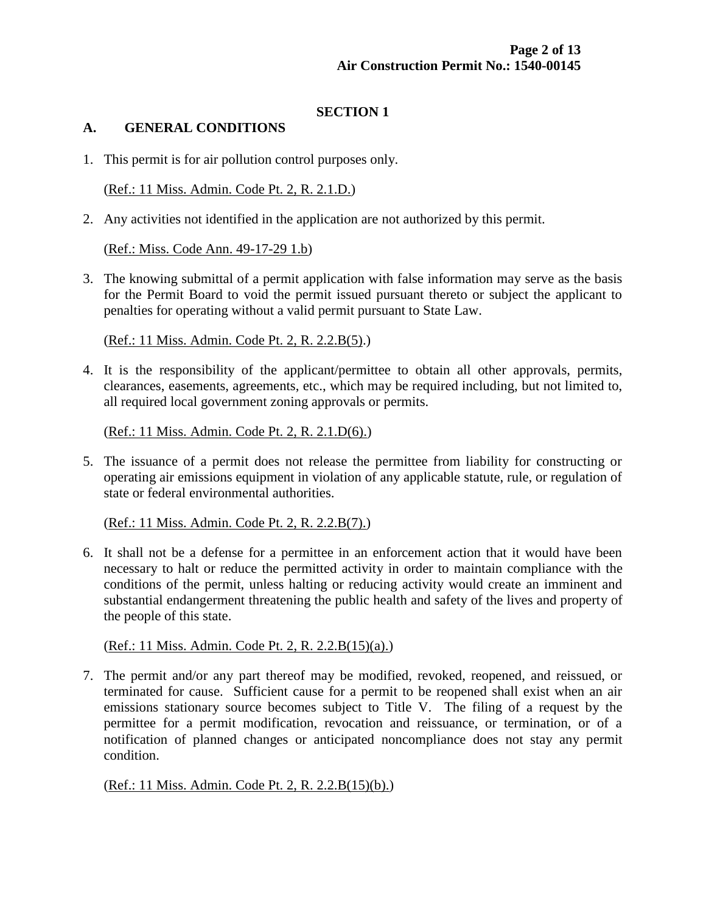## SECTION 1

### A. GENERAL CONDITIONS

1. This permit is for air pollution control purposes only.

   (Ref.: 11 Miss. Admin. Code Pt. 2, R. 2.1.D.)

2. Any activities not identified in the application are not authorized by this permit.

   (Ref.: Miss. Code Ann. 49-17-29 1.b)

3. The knowing submittal of a permit application with false information may serve as the basis for the Permit Board to void the permit issued pursuant thereto or subject the applicant to penalties for operating without a valid permit pursuant to State Law.

   (Ref.: 11 Miss. Admin. Code Pt. 2, R. 2.2.B(5).)

4. It is the responsibility of the applicant/permittee to obtain all other approvals, permits, clearances, easements, agreements, etc., which may be required including, but not limited to, all required local government zoning approvals or permits.

   (Ref.: 11 Miss. Admin. Code Pt. 2, R. 2.1.D(6).)

5. The issuance of a permit does not release the permittee from liability for constructing or operating air emissions equipment in violation of any applicable statute, rule, or regulation of state or federal environmental authorities.

   (Ref.: 11 Miss. Admin. Code Pt. 2, R. 2.2.B(7).)

6. It shall not be a defense for a permittee in an enforcement action that it would have been necessary to halt or reduce the permitted activity in order to maintain compliance with the conditions of the permit, unless halting or reducing activity would create an imminent and substantial endangerment threatening the public health and safety of the lives and property of the people of this state.

   (Ref.: 11 Miss. Admin. Code Pt. 2, R. 2.2.B(15)(a).)

7. The permit and/or any part thereof may be modified, revoked, reopened, and reissued, or terminated for cause. Sufficient cause for a permit to be reopened shall exist when an air emissions stationary source becomes subject to Title V. The filing of a request by the permittee for a permit modification, revocation and reissuance, or termination, or of a notification of planned changes or anticipated noncompliance does not stay any permit condition.

   (Ref.: 11 Miss. Admin. Code Pt. 2, R. 2.2.B(15)(b).)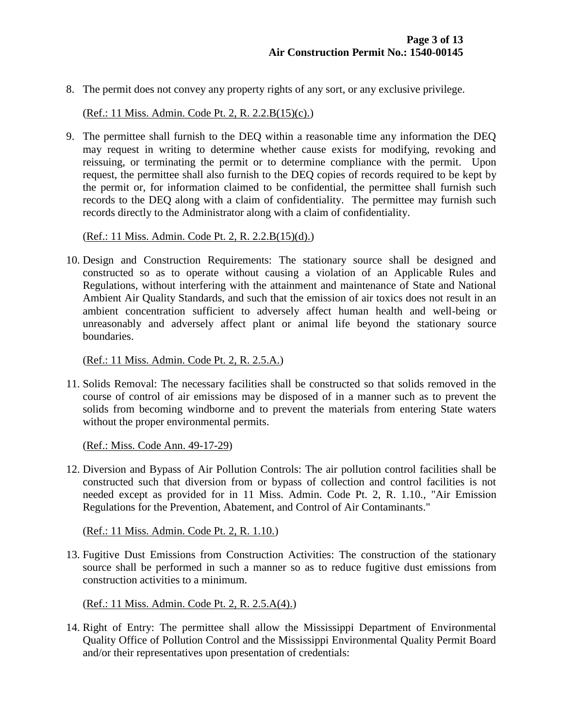8. The permit does not convey any property rights of any sort, or any exclusive privilege.

   (Ref.: 11 Miss. Admin. Code Pt. 2, R. 2.2.B(15)(c).)

9. The permittee shall furnish to the DEQ within a reasonable time any information the DEQ may request in writing to determine whether cause exists for modifying, revoking and reissuing, or terminating the permit or to determine compliance with the permit. Upon request, the permittee shall also furnish to the DEQ copies of records required to be kept by the permit or, for information claimed to be confidential, the permittee shall furnish such records to the DEQ along with a claim of confidentiality. The permittee may furnish such records directly to the Administrator along with a claim of confidentiality.

   (Ref.: 11 Miss. Admin. Code Pt. 2, R. 2.2.B(15)(d).)

10. Design and Construction Requirements: The stationary source shall be designed and constructed so as to operate without causing a violation of an Applicable Rules and Regulations, without interfering with the attainment and maintenance of State and National Ambient Air Quality Standards, and such that the emission of air toxics does not result in an ambient concentration sufficient to adversely affect human health and well-being or unreasonably and adversely affect plant or animal life beyond the stationary source boundaries.

    (Ref.: 11 Miss. Admin. Code Pt. 2, R. 2.5.A.)

11. Solids Removal: The necessary facilities shall be constructed so that solids removed in the course of control of air emissions may be disposed of in a manner such as to prevent the solids from becoming windborne and to prevent the materials from entering State waters without the proper environmental permits.

    (Ref.: Miss. Code Ann. 49-17-29)

12. Diversion and Bypass of Air Pollution Controls: The air pollution control facilities shall be constructed such that diversion from or bypass of collection and control facilities is not needed except as provided for in 11 Miss. Admin. Code Pt. 2, R. 1.10., "Air Emission Regulations for the Prevention, Abatement, and Control of Air Contaminants."

    (Ref.: 11 Miss. Admin. Code Pt. 2, R. 1.10.)

13. Fugitive Dust Emissions from Construction Activities: The construction of the stationary source shall be performed in such a manner so as to reduce fugitive dust emissions from construction activities to a minimum.

    (Ref.: 11 Miss. Admin. Code Pt. 2, R. 2.5.A(4).)

14. Right of Entry: The permittee shall allow the Mississippi Department of Environmental Quality Office of Pollution Control and the Mississippi Environmental Quality Permit Board and/or their representatives upon presentation of credentials: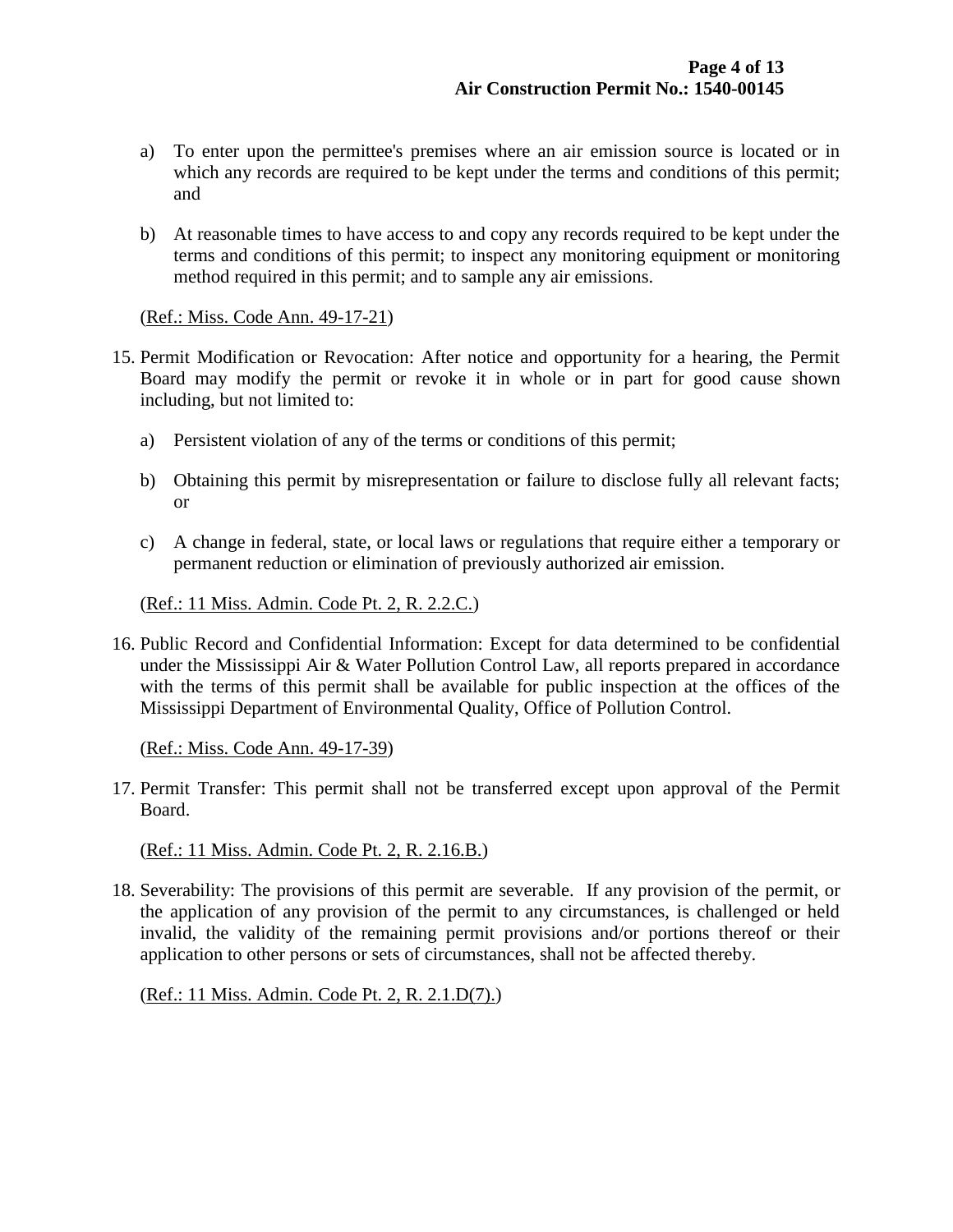a) To enter upon the permittee's premises where an air emission source is located or in which any records are required to be kept under the terms and conditions of this permit; and

b) At reasonable times to have access to and copy any records required to be kept under the terms and conditions of this permit; to inspect any monitoring equipment or monitoring method required in this permit; and to sample any air emissions.

(Ref.: Miss. Code Ann. 49-17-21)

15. Permit Modification or Revocation: After notice and opportunity for a hearing, the Permit Board may modify the permit or revoke it in whole or in part for good cause shown including, but not limited to:

    a) Persistent violation of any of the terms or conditions of this permit;

    b) Obtaining this permit by misrepresentation or failure to disclose fully all relevant facts; or

    c) A change in federal, state, or local laws or regulations that require either a temporary or permanent reduction or elimination of previously authorized air emission.

    (Ref.: 11 Miss. Admin. Code Pt. 2, R. 2.2.C.)

16. Public Record and Confidential Information: Except for data determined to be confidential under the Mississippi Air & Water Pollution Control Law, all reports prepared in accordance with the terms of this permit shall be available for public inspection at the offices of the Mississippi Department of Environmental Quality, Office of Pollution Control.

    (Ref.: Miss. Code Ann. 49-17-39)

17. Permit Transfer: This permit shall not be transferred except upon approval of the Permit Board.

    (Ref.: 11 Miss. Admin. Code Pt. 2, R. 2.16.B.)

18. Severability: The provisions of this permit are severable. If any provision of the permit, or the application of any provision of the permit to any circumstances, is challenged or held invalid, the validity of the remaining permit provisions and/or portions thereof or their application to other persons or sets of circumstances, shall not be affected thereby.

    (Ref.: 11 Miss. Admin. Code Pt. 2, R. 2.1.D(7).)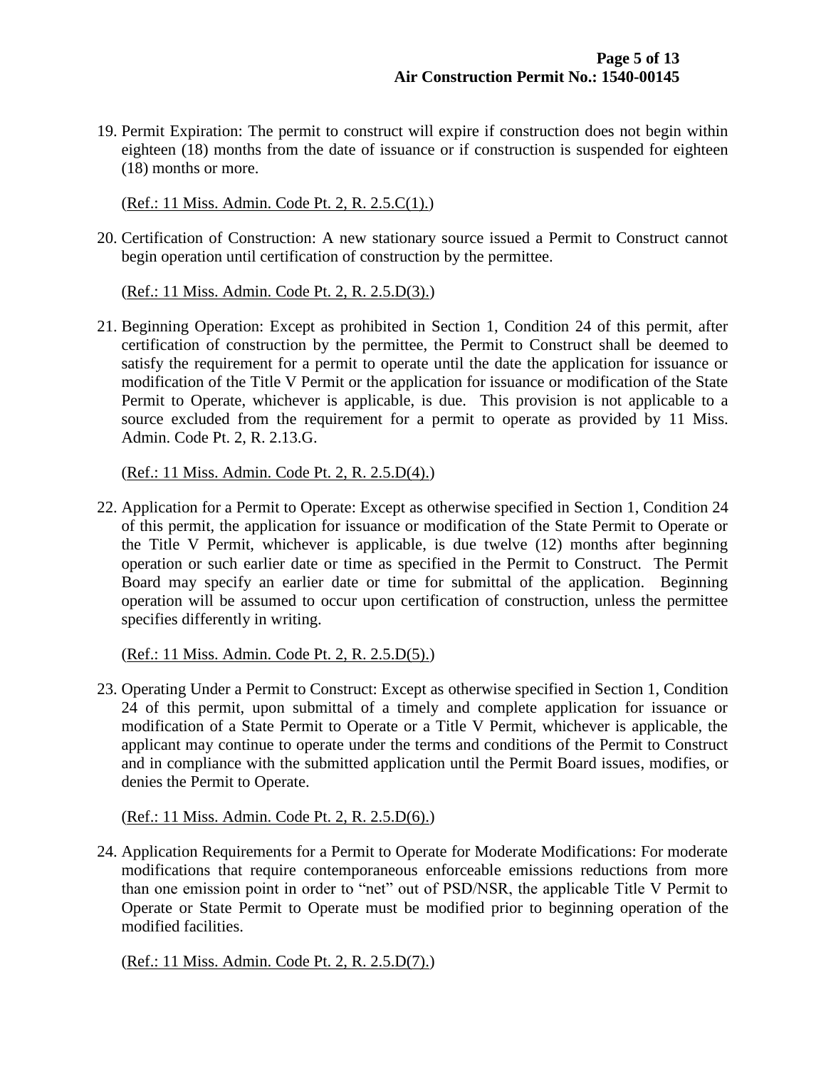19. Permit Expiration: The permit to construct will expire if construction does not begin within eighteen (18) months from the date of issuance or if construction is suspended for eighteen (18) months or more.

    (Ref.: 11 Miss. Admin. Code Pt. 2, R. 2.5.C(1).)

20. Certification of Construction: A new stationary source issued a Permit to Construct cannot begin operation until certification of construction by the permittee.

    (Ref.: 11 Miss. Admin. Code Pt. 2, R. 2.5.D(3).)

21. Beginning Operation: Except as prohibited in Section 1, Condition 24 of this permit, after certification of construction by the permittee, the Permit to Construct shall be deemed to satisfy the requirement for a permit to operate until the date the application for issuance or modification of the Title V Permit or the application for issuance or modification of the State Permit to Operate, whichever is applicable, is due. This provision is not applicable to a source excluded from the requirement for a permit to operate as provided by 11 Miss. Admin. Code Pt. 2, R. 2.13.G.

    (Ref.: 11 Miss. Admin. Code Pt. 2, R. 2.5.D(4).)

22. Application for a Permit to Operate: Except as otherwise specified in Section 1, Condition 24 of this permit, the application for issuance or modification of the State Permit to Operate or the Title V Permit, whichever is applicable, is due twelve (12) months after beginning operation or such earlier date or time as specified in the Permit to Construct. The Permit Board may specify an earlier date or time for submittal of the application. Beginning operation will be assumed to occur upon certification of construction, unless the permittee specifies differently in writing.

    (Ref.: 11 Miss. Admin. Code Pt. 2, R. 2.5.D(5).)

23. Operating Under a Permit to Construct: Except as otherwise specified in Section 1, Condition 24 of this permit, upon submittal of a timely and complete application for issuance or modification of a State Permit to Operate or a Title V Permit, whichever is applicable, the applicant may continue to operate under the terms and conditions of the Permit to Construct and in compliance with the submitted application until the Permit Board issues, modifies, or denies the Permit to Operate.

    (Ref.: 11 Miss. Admin. Code Pt. 2, R. 2.5.D(6).)

24. Application Requirements for a Permit to Operate for Moderate Modifications: For moderate modifications that require contemporaneous enforceable emissions reductions from more than one emission point in order to "net" out of PSD/NSR, the applicable Title V Permit to Operate or State Permit to Operate must be modified prior to beginning operation of the modified facilities.

    (Ref.: 11 Miss. Admin. Code Pt. 2, R. 2.5.D(7).)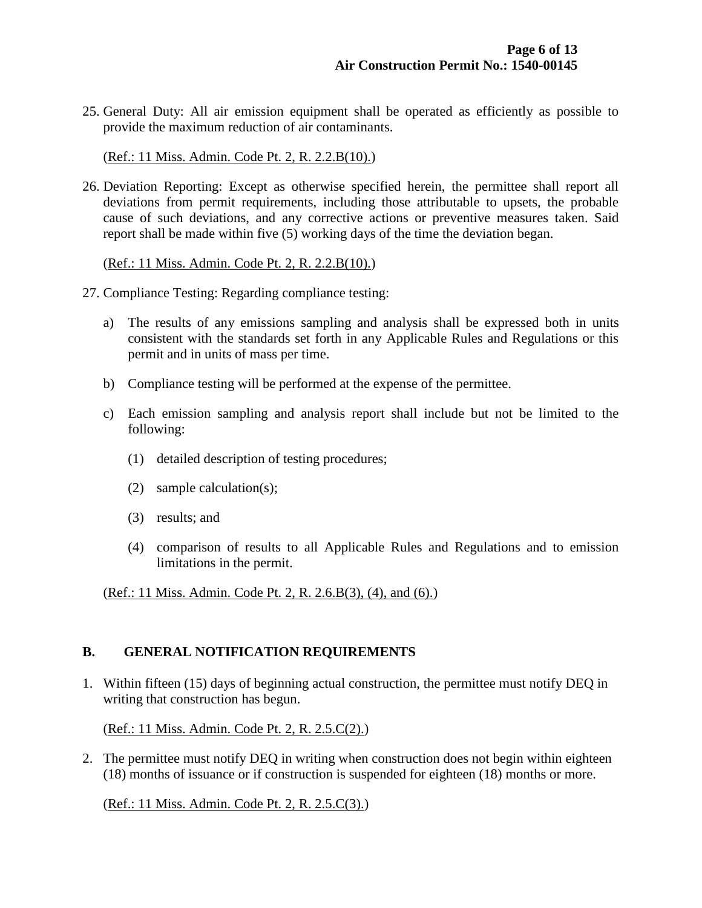25. General Duty: All air emission equipment shall be operated as efficiently as possible to provide the maximum reduction of air contaminants.

    (Ref.: 11 Miss. Admin. Code Pt. 2, R. 2.2.B(10).)

26. Deviation Reporting: Except as otherwise specified herein, the permittee shall report all deviations from permit requirements, including those attributable to upsets, the probable cause of such deviations, and any corrective actions or preventive measures taken. Said report shall be made within five (5) working days of the time the deviation began.

    (Ref.: 11 Miss. Admin. Code Pt. 2, R. 2.2.B(10).)

27. Compliance Testing: Regarding compliance testing:

    a) The results of any emissions sampling and analysis shall be expressed both in units consistent with the standards set forth in any Applicable Rules and Regulations or this permit and in units of mass per time.

    b) Compliance testing will be performed at the expense of the permittee.

    c) Each emission sampling and analysis report shall include but not be limited to the following:

        (1) detailed description of testing procedures;

        (2) sample calculation(s);

        (3) results; and

        (4) comparison of results to all Applicable Rules and Regulations and to emission limitations in the permit.

    (Ref.: 11 Miss. Admin. Code Pt. 2, R. 2.6.B(3), (4), and (6).)

## B. GENERAL NOTIFICATION REQUIREMENTS

1. Within fifteen (15) days of beginning actual construction, the permittee must notify DEQ in writing that construction has begun.

   (Ref.: 11 Miss. Admin. Code Pt. 2, R. 2.5.C(2).)

2. The permittee must notify DEQ in writing when construction does not begin within eighteen (18) months of issuance or if construction is suspended for eighteen (18) months or more.

   (Ref.: 11 Miss. Admin. Code Pt. 2, R. 2.5.C(3).)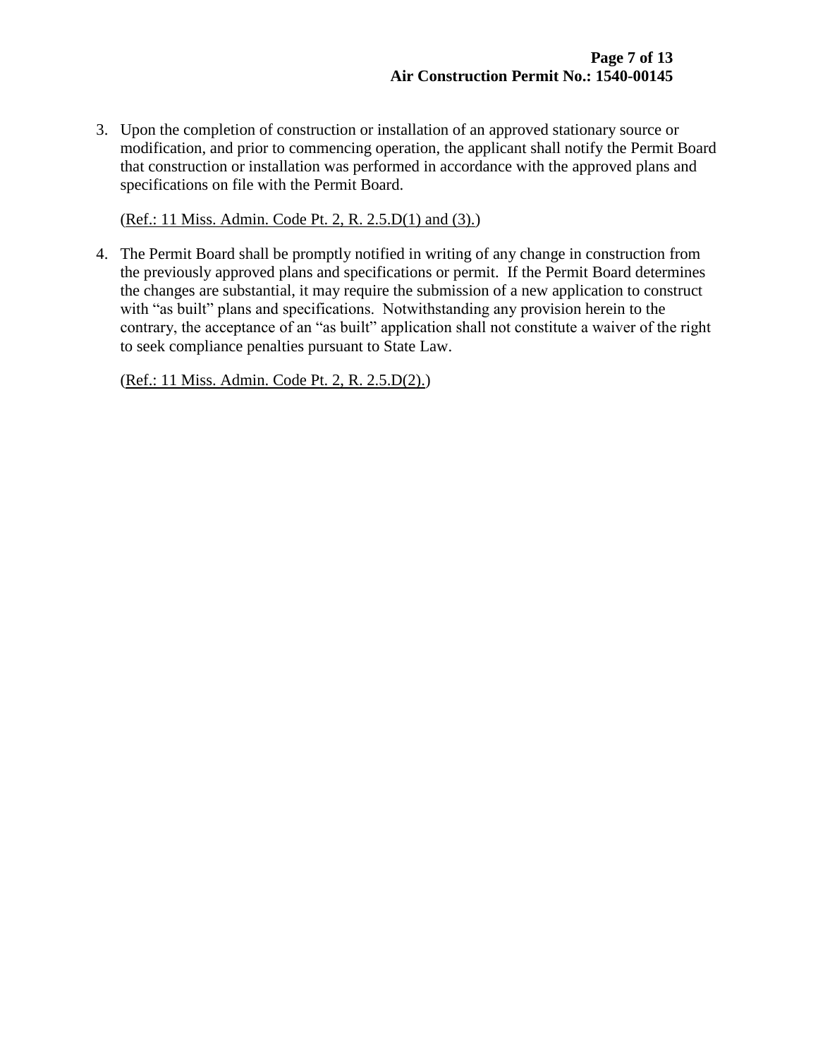3. Upon the completion of construction or installation of an approved stationary source or modification, and prior to commencing operation, the applicant shall notify the Permit Board that construction or installation was performed in accordance with the approved plans and specifications on file with the Permit Board.

   (Ref.: 11 Miss. Admin. Code Pt. 2, R. 2.5.D(1) and (3).)

4. The Permit Board shall be promptly notified in writing of any change in construction from the previously approved plans and specifications or permit. If the Permit Board determines the changes are substantial, it may require the submission of a new application to construct with "as built" plans and specifications. Notwithstanding any provision herein to the contrary, the acceptance of an "as built" application shall not constitute a waiver of the right to seek compliance penalties pursuant to State Law.

   (Ref.: 11 Miss. Admin. Code Pt. 2, R. 2.5.D(2).)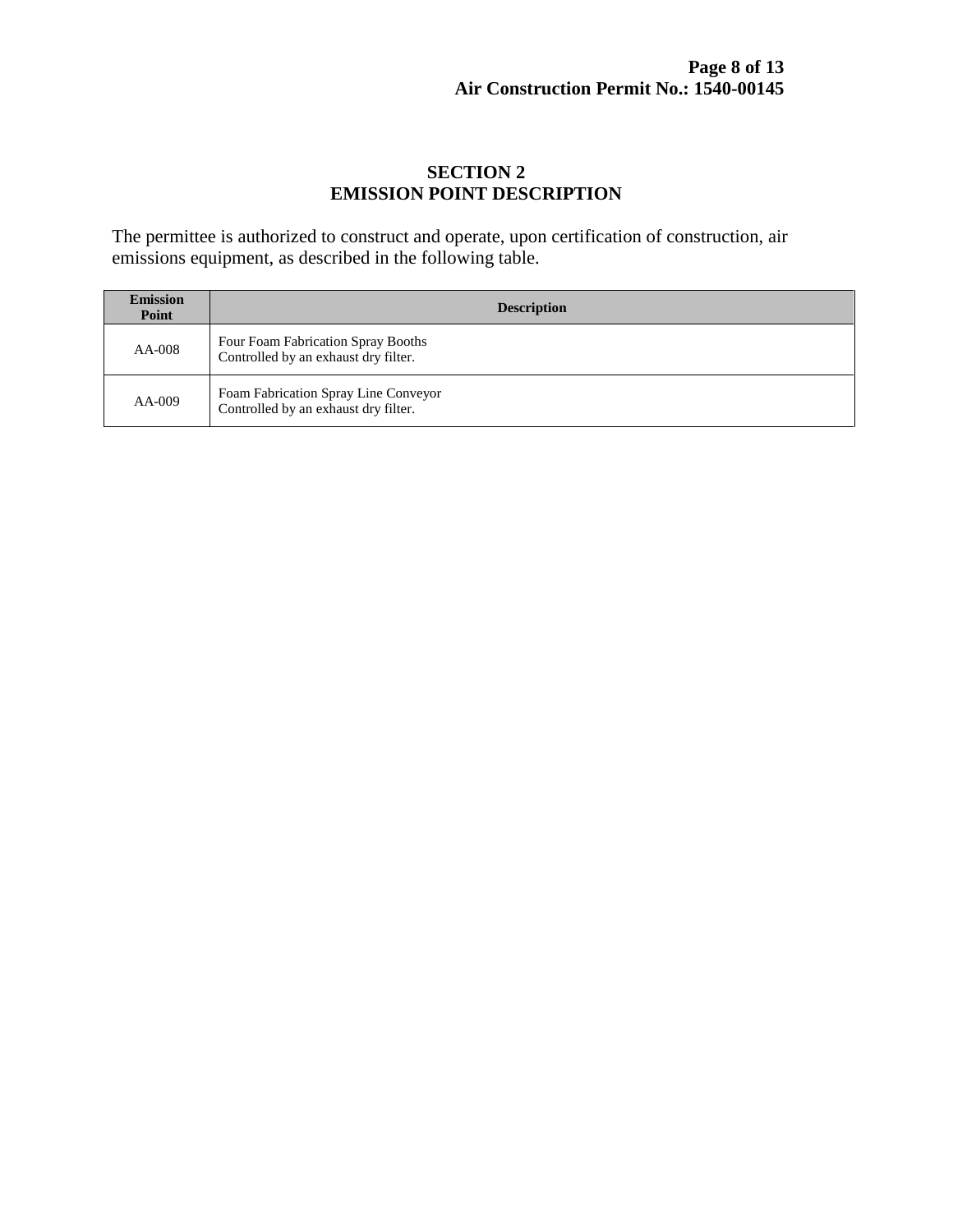## SECTION 2
## EMISSION POINT DESCRIPTION

The permittee is authorized to construct and operate, upon certification of construction, air emissions equipment, as described in the following table.

| Emission Point | Description |
|---|---|
| AA-008 | Four Foam Fabrication Spray Booths<br>Controlled by an exhaust dry filter. |
| AA-009 | Foam Fabrication Spray Line Conveyor<br>Controlled by an exhaust dry filter. |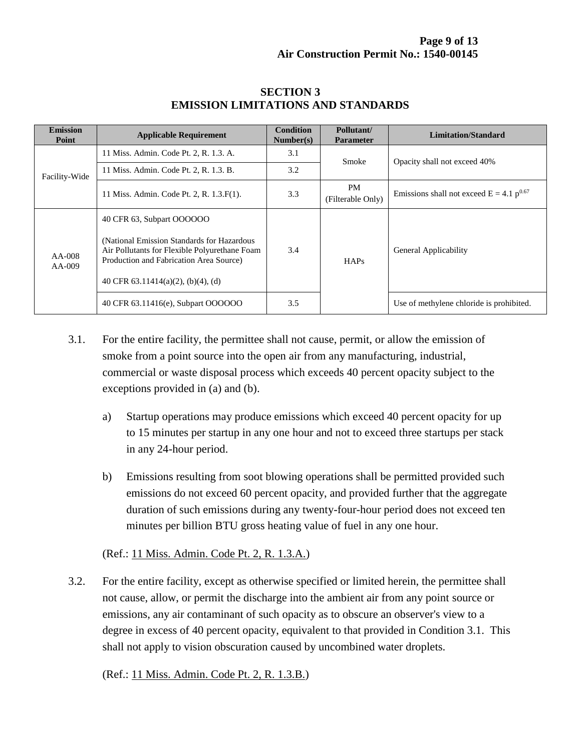## SECTION 3
## EMISSION LIMITATIONS AND STANDARDS

| Emission Point | Applicable Requirement | Condition Number(s) | Pollutant/ Parameter | Limitation/Standard |
|---|---|---|---|---|
| Facility-Wide | 11 Miss. Admin. Code Pt. 2, R. 1.3. A. | 3.1 | Smoke | Opacity shall not exceed 40% |
| | 11 Miss. Admin. Code Pt. 2, R. 1.3. B. | 3.2 | | |
| | 11 Miss. Admin. Code Pt. 2, R. 1.3.F(1). | 3.3 | PM (Filterable Only) | Emissions shall not exceed $E = 4.1\ p^{0.67}$ |
| AA-008 AA-009 | 40 CFR 63, Subpart OOOOOO<br><br>(National Emission Standards for Hazardous Air Pollutants for Flexible Polyurethane Foam Production and Fabrication Area Source)<br><br>40 CFR 63.11414(a)(2), (b)(4), (d) | 3.4 | HAPs | General Applicability |
| | 40 CFR 63.11416(e), Subpart OOOOOO | 3.5 | | Use of methylene chloride is prohibited. |

3.1. For the entire facility, the permittee shall not cause, permit, or allow the emission of smoke from a point source into the open air from any manufacturing, industrial, commercial or waste disposal process which exceeds 40 percent opacity subject to the exceptions provided in (a) and (b).

a) Startup operations may produce emissions which exceed 40 percent opacity for up to 15 minutes per startup in any one hour and not to exceed three startups per stack in any 24-hour period.

b) Emissions resulting from soot blowing operations shall be permitted provided such emissions do not exceed 60 percent opacity, and provided further that the aggregate duration of such emissions during any twenty-four-hour period does not exceed ten minutes per billion BTU gross heating value of fuel in any one hour.

(Ref.: 11 Miss. Admin. Code Pt. 2, R. 1.3.A.)

3.2. For the entire facility, except as otherwise specified or limited herein, the permittee shall not cause, allow, or permit the discharge into the ambient air from any point source or emissions, any air contaminant of such opacity as to obscure an observer's view to a degree in excess of 40 percent opacity, equivalent to that provided in Condition 3.1. This shall not apply to vision obscuration caused by uncombined water droplets.

(Ref.: 11 Miss. Admin. Code Pt. 2, R. 1.3.B.)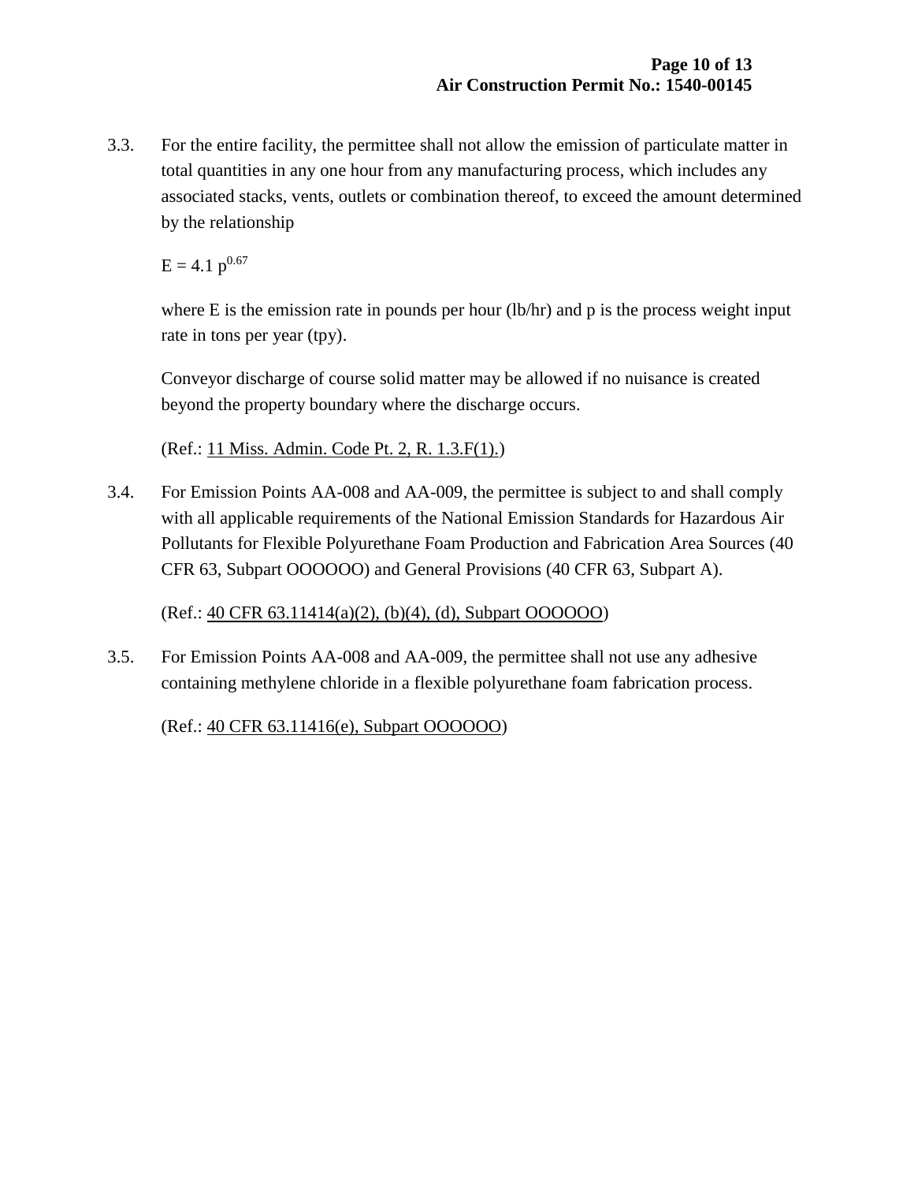3.3. For the entire facility, the permittee shall not allow the emission of particulate matter in total quantities in any one hour from any manufacturing process, which includes any associated stacks, vents, outlets or combination thereof, to exceed the amount determined by the relationship

$$E = 4.1\ p^{0.67}$$

where E is the emission rate in pounds per hour (lb/hr) and p is the process weight input rate in tons per year (tpy).

Conveyor discharge of course solid matter may be allowed if no nuisance is created beyond the property boundary where the discharge occurs.

(Ref.: 11 Miss. Admin. Code Pt. 2, R. 1.3.F(1).)

3.4. For Emission Points AA-008 and AA-009, the permittee is subject to and shall comply with all applicable requirements of the National Emission Standards for Hazardous Air Pollutants for Flexible Polyurethane Foam Production and Fabrication Area Sources (40 CFR 63, Subpart OOOOOO) and General Provisions (40 CFR 63, Subpart A).

(Ref.: 40 CFR 63.11414(a)(2), (b)(4), (d), Subpart OOOOOO)

3.5. For Emission Points AA-008 and AA-009, the permittee shall not use any adhesive containing methylene chloride in a flexible polyurethane foam fabrication process.

(Ref.: 40 CFR 63.11416(e), Subpart OOOOOO)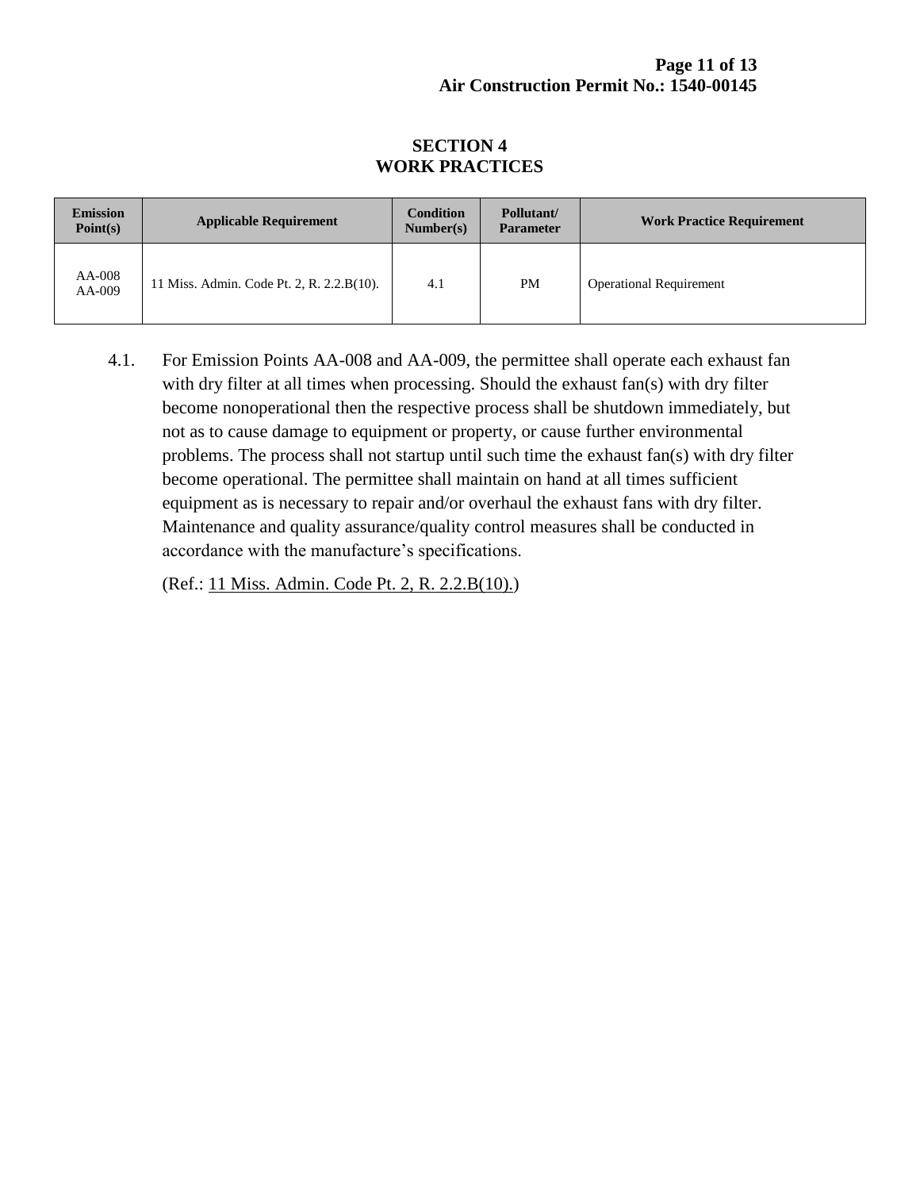## SECTION 4
## WORK PRACTICES

| Emission Point(s) | Applicable Requirement | Condition Number(s) | Pollutant/ Parameter | Work Practice Requirement |
|---|---|---|---|---|
| AA-008<br>AA-009 | 11 Miss. Admin. Code Pt. 2, R. 2.2.B(10). | 4.1 | PM | Operational Requirement |

4.1. For Emission Points AA-008 and AA-009, the permittee shall operate each exhaust fan with dry filter at all times when processing. Should the exhaust fan(s) with dry filter become nonoperational then the respective process shall be shutdown immediately, but not as to cause damage to equipment or property, or cause further environmental problems. The process shall not startup until such time the exhaust fan(s) with dry filter become operational. The permittee shall maintain on hand at all times sufficient equipment as is necessary to repair and/or overhaul the exhaust fans with dry filter. Maintenance and quality assurance/quality control measures shall be conducted in accordance with the manufacture's specifications.

(Ref.: 11 Miss. Admin. Code Pt. 2, R. 2.2.B(10).)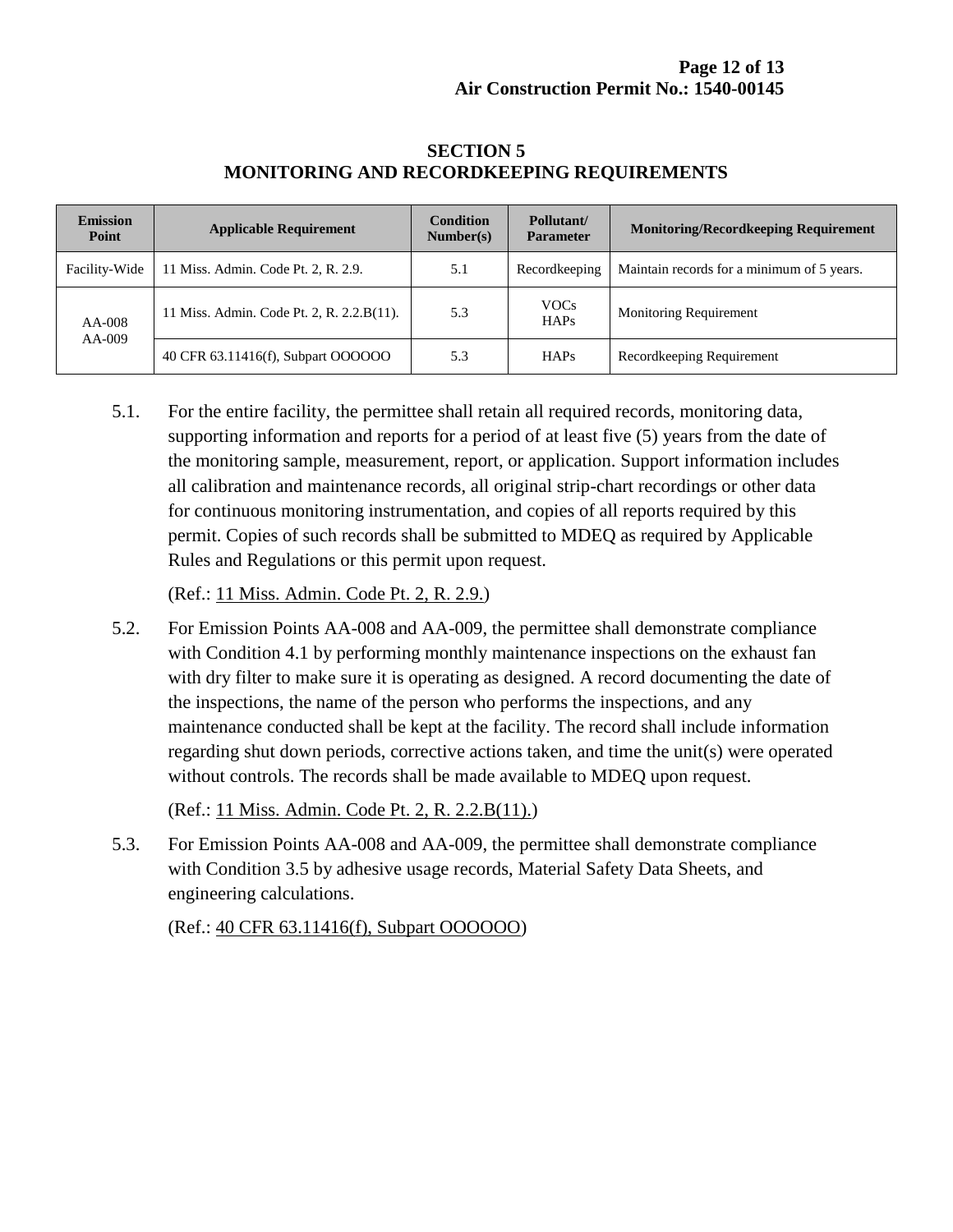# SECTION 5
# MONITORING AND RECORDKEEPING REQUIREMENTS

| Emission Point | Applicable Requirement | Condition Number(s) | Pollutant/ Parameter | Monitoring/Recordkeeping Requirement |
|---|---|---|---|---|
| Facility-Wide | 11 Miss. Admin. Code Pt. 2, R. 2.9. | 5.1 | Recordkeeping | Maintain records for a minimum of 5 years. |
| AA-008 AA-009 | 11 Miss. Admin. Code Pt. 2, R. 2.2.B(11). | 5.3 | VOCs HAPs | Monitoring Requirement |
| | 40 CFR 63.11416(f), Subpart OOOOOO | 5.3 | HAPs | Recordkeeping Requirement |

5.1. For the entire facility, the permittee shall retain all required records, monitoring data, supporting information and reports for a period of at least five (5) years from the date of the monitoring sample, measurement, report, or application. Support information includes all calibration and maintenance records, all original strip-chart recordings or other data for continuous monitoring instrumentation, and copies of all reports required by this permit. Copies of such records shall be submitted to MDEQ as required by Applicable Rules and Regulations or this permit upon request.

(Ref.: 11 Miss. Admin. Code Pt. 2, R. 2.9.)

5.2. For Emission Points AA-008 and AA-009, the permittee shall demonstrate compliance with Condition 4.1 by performing monthly maintenance inspections on the exhaust fan with dry filter to make sure it is operating as designed. A record documenting the date of the inspections, the name of the person who performs the inspections, and any maintenance conducted shall be kept at the facility. The record shall include information regarding shut down periods, corrective actions taken, and time the unit(s) were operated without controls. The records shall be made available to MDEQ upon request.

(Ref.: 11 Miss. Admin. Code Pt. 2, R. 2.2.B(11).)

5.3. For Emission Points AA-008 and AA-009, the permittee shall demonstrate compliance with Condition 3.5 by adhesive usage records, Material Safety Data Sheets, and engineering calculations.

(Ref.: 40 CFR 63.11416(f), Subpart OOOOOO)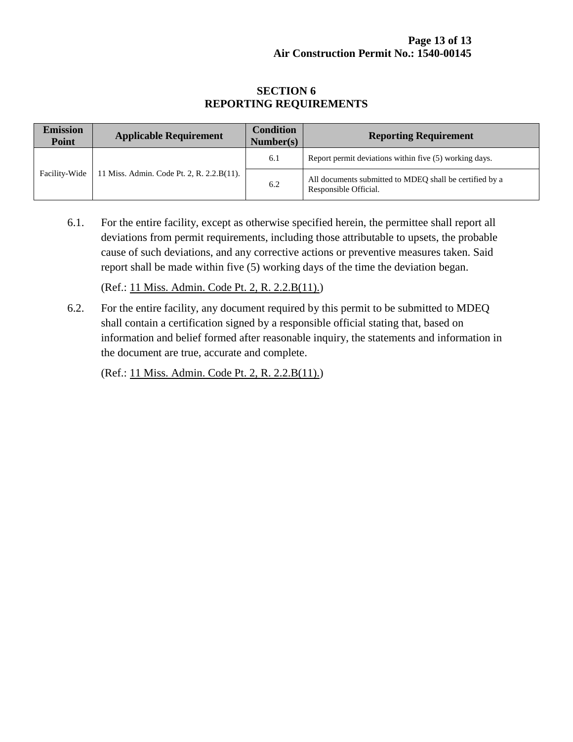## SECTION 6
## REPORTING REQUIREMENTS

| Emission Point | Applicable Requirement | Condition Number(s) | Reporting Requirement |
|---|---|---|---|
| Facility-Wide | 11 Miss. Admin. Code Pt. 2, R. 2.2.B(11). | 6.1 | Report permit deviations within five (5) working days. |
| | | 6.2 | All documents submitted to MDEQ shall be certified by a Responsible Official. |

6.1. For the entire facility, except as otherwise specified herein, the permittee shall report all deviations from permit requirements, including those attributable to upsets, the probable cause of such deviations, and any corrective actions or preventive measures taken. Said report shall be made within five (5) working days of the time the deviation began.

(Ref.: 11 Miss. Admin. Code Pt. 2, R. 2.2.B(11).)

6.2. For the entire facility, any document required by this permit to be submitted to MDEQ shall contain a certification signed by a responsible official stating that, based on information and belief formed after reasonable inquiry, the statements and information in the document are true, accurate and complete.

(Ref.: 11 Miss. Admin. Code Pt. 2, R. 2.2.B(11).)